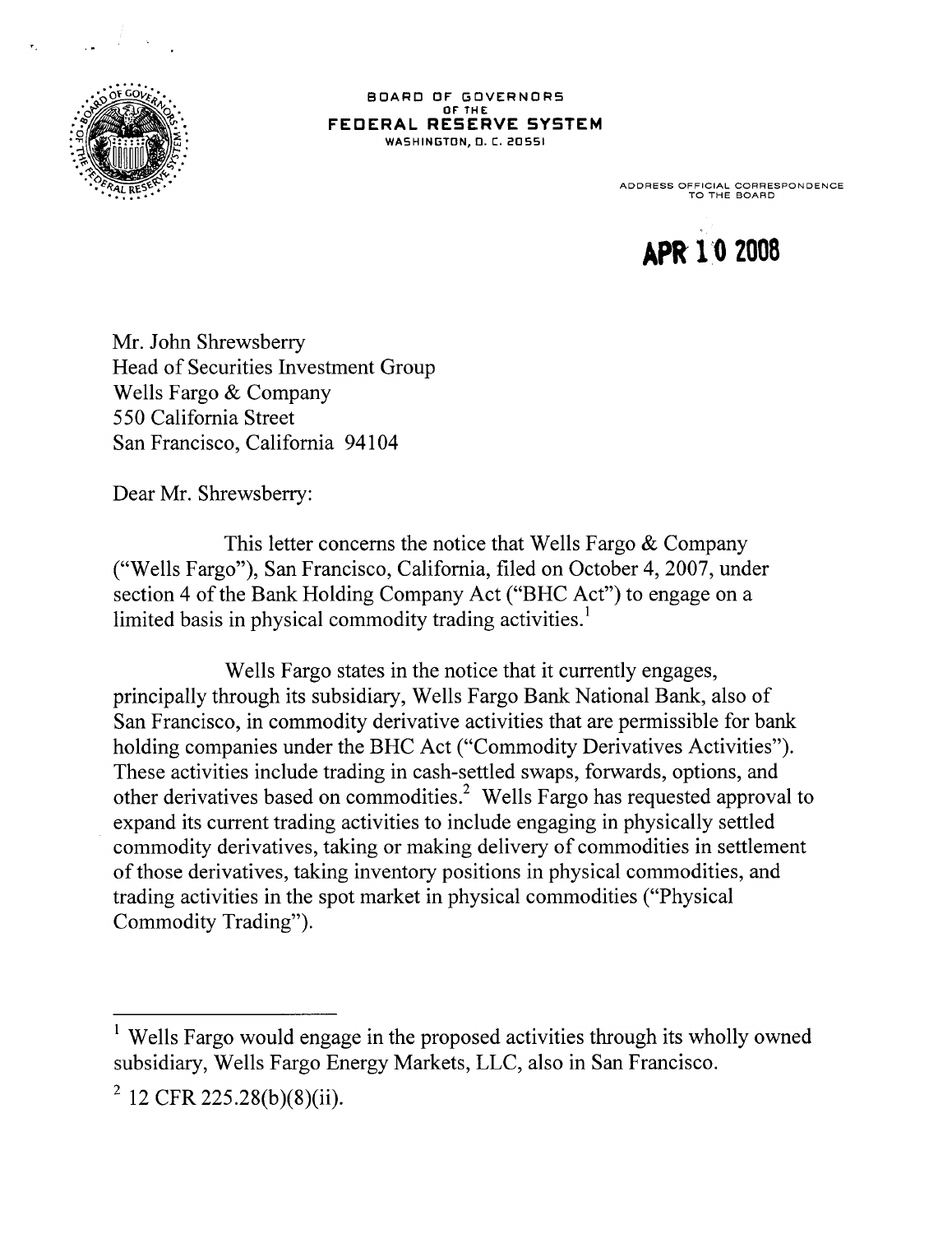**BOARD OF GOVERNORS**
OF THE
**FEDERAL RESERVE SYSTEM**
WASHINGTON, D. C. 20551

ADDRESS OFFICIAL CORRESPONDENCE TO THE BOARD

**APR 10 2008**

Mr. John Shrewsberry
Head of Securities Investment Group
Wells Fargo & Company
550 California Street
San Francisco, California 94104

Dear Mr. Shrewsberry:

This letter concerns the notice that Wells Fargo & Company ("Wells Fargo"), San Francisco, California, filed on October 4, 2007, under section 4 of the Bank Holding Company Act ("BHC Act") to engage on a limited basis in physical commodity trading activities.[1]

Wells Fargo states in the notice that it currently engages, principally through its subsidiary, Wells Fargo Bank National Bank, also of San Francisco, in commodity derivative activities that are permissible for bank holding companies under the BHC Act ("Commodity Derivatives Activities"). These activities include trading in cash-settled swaps, forwards, options, and other derivatives based on commodities.[2] Wells Fargo has requested approval to expand its current trading activities to include engaging in physically settled commodity derivatives, taking or making delivery of commodities in settlement of those derivatives, taking inventory positions in physical commodities, and trading activities in the spot market in physical commodities ("Physical Commodity Trading").

---

[1] Wells Fargo would engage in the proposed activities through its wholly owned subsidiary, Wells Fargo Energy Markets, LLC, also in San Francisco.

[2] 12 CFR 225.28(b)(8)(ii).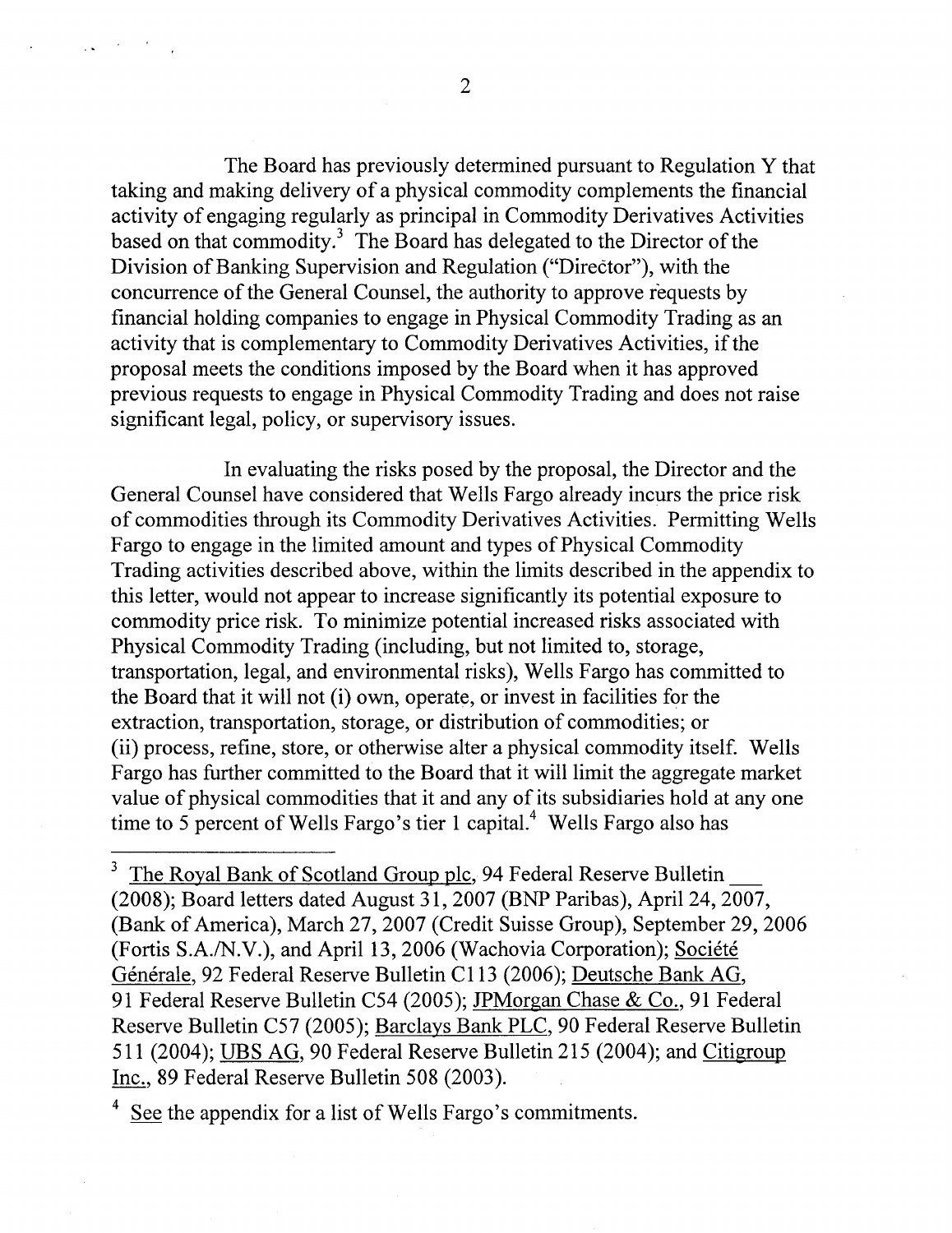The Board has previously determined pursuant to Regulation Y that taking and making delivery of a physical commodity complements the financial activity of engaging regularly as principal in Commodity Derivatives Activities based on that commodity.[3] The Board has delegated to the Director of the Division of Banking Supervision and Regulation ("Director"), with the concurrence of the General Counsel, the authority to approve requests by financial holding companies to engage in Physical Commodity Trading as an activity that is complementary to Commodity Derivatives Activities, if the proposal meets the conditions imposed by the Board when it has approved previous requests to engage in Physical Commodity Trading and does not raise significant legal, policy, or supervisory issues.

In evaluating the risks posed by the proposal, the Director and the General Counsel have considered that Wells Fargo already incurs the price risk of commodities through its Commodity Derivatives Activities. Permitting Wells Fargo to engage in the limited amount and types of Physical Commodity Trading activities described above, within the limits described in the appendix to this letter, would not appear to increase significantly its potential exposure to commodity price risk. To minimize potential increased risks associated with Physical Commodity Trading (including, but not limited to, storage, transportation, legal, and environmental risks), Wells Fargo has committed to the Board that it will not (i) own, operate, or invest in facilities for the extraction, transportation, storage, or distribution of commodities; or (ii) process, refine, store, or otherwise alter a physical commodity itself. Wells Fargo has further committed to the Board that it will limit the aggregate market value of physical commodities that it and any of its subsidiaries hold at any one time to 5 percent of Wells Fargo's tier 1 capital.[4] Wells Fargo also has

---

[3] The Royal Bank of Scotland Group plc, 94 Federal Reserve Bulletin ___ (2008); Board letters dated August 31, 2007 (BNP Paribas), April 24, 2007, (Bank of America), March 27, 2007 (Credit Suisse Group), September 29, 2006 (Fortis S.A./N.V.), and April 13, 2006 (Wachovia Corporation); Société Générale, 92 Federal Reserve Bulletin C113 (2006); Deutsche Bank AG, 91 Federal Reserve Bulletin C54 (2005); JPMorgan Chase & Co., 91 Federal Reserve Bulletin C57 (2005); Barclays Bank PLC, 90 Federal Reserve Bulletin 511 (2004); UBS AG, 90 Federal Reserve Bulletin 215 (2004); and Citigroup Inc., 89 Federal Reserve Bulletin 508 (2003).

[4] See the appendix for a list of Wells Fargo's commitments.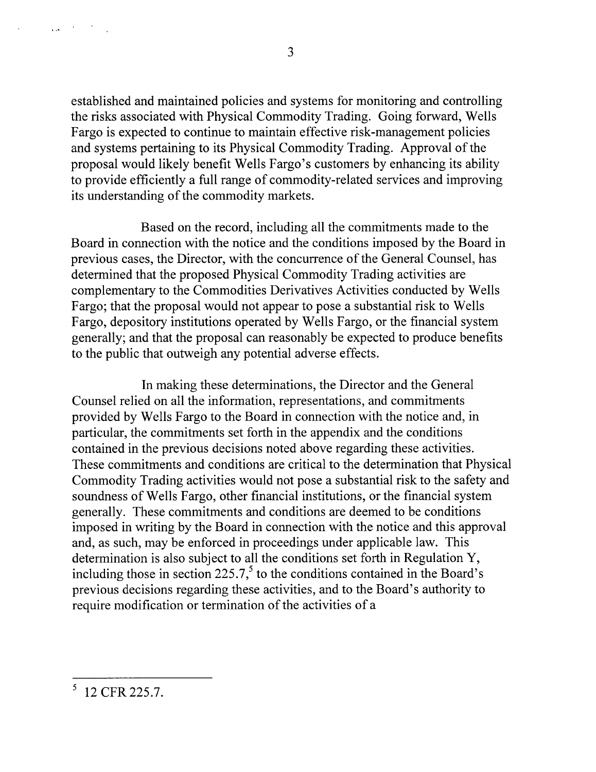established and maintained policies and systems for monitoring and controlling the risks associated with Physical Commodity Trading. Going forward, Wells Fargo is expected to continue to maintain effective risk-management policies and systems pertaining to its Physical Commodity Trading. Approval of the proposal would likely benefit Wells Fargo's customers by enhancing its ability to provide efficiently a full range of commodity-related services and improving its understanding of the commodity markets.

Based on the record, including all the commitments made to the Board in connection with the notice and the conditions imposed by the Board in previous cases, the Director, with the concurrence of the General Counsel, has determined that the proposed Physical Commodity Trading activities are complementary to the Commodities Derivatives Activities conducted by Wells Fargo; that the proposal would not appear to pose a substantial risk to Wells Fargo, depository institutions operated by Wells Fargo, or the financial system generally; and that the proposal can reasonably be expected to produce benefits to the public that outweigh any potential adverse effects.

In making these determinations, the Director and the General Counsel relied on all the information, representations, and commitments provided by Wells Fargo to the Board in connection with the notice and, in particular, the commitments set forth in the appendix and the conditions contained in the previous decisions noted above regarding these activities. These commitments and conditions are critical to the determination that Physical Commodity Trading activities would not pose a substantial risk to the safety and soundness of Wells Fargo, other financial institutions, or the financial system generally. These commitments and conditions are deemed to be conditions imposed in writing by the Board in connection with the notice and this approval and, as such, may be enforced in proceedings under applicable law. This determination is also subject to all the conditions set forth in Regulation Y, including those in section 225.7,[5] to the conditions contained in the Board's previous decisions regarding these activities, and to the Board's authority to require modification or termination of the activities of a

[5] 12 CFR 225.7.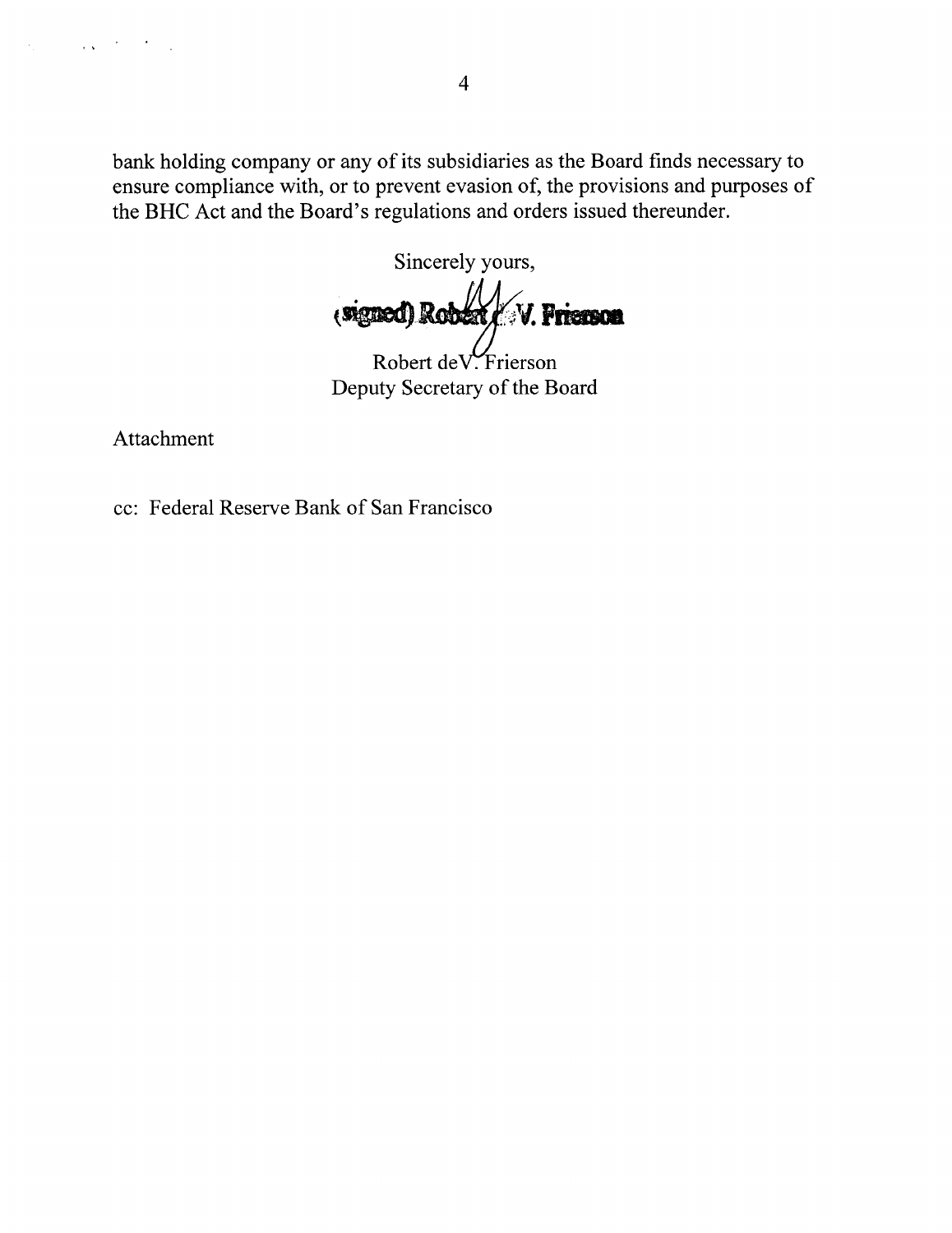bank holding company or any of its subsidiaries as the Board finds necessary to ensure compliance with, or to prevent evasion of, the provisions and purposes of the BHC Act and the Board's regulations and orders issued thereunder.

Sincerely yours,

(signed) Robert deV. Frierson

Robert deV. Frierson
Deputy Secretary of the Board

Attachment

cc: Federal Reserve Bank of San Francisco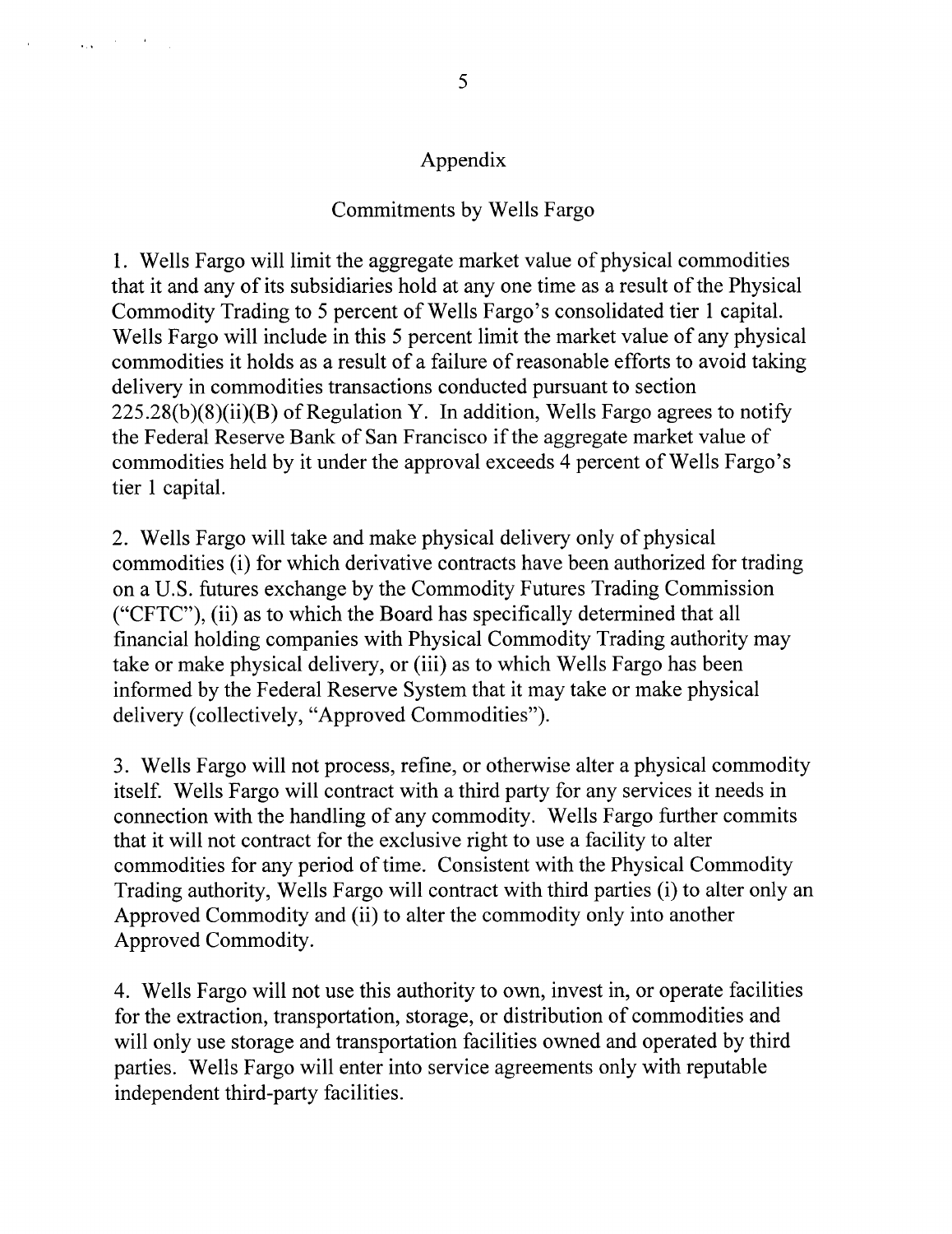## Appendix

### Commitments by Wells Fargo

1. Wells Fargo will limit the aggregate market value of physical commodities that it and any of its subsidiaries hold at any one time as a result of the Physical Commodity Trading to 5 percent of Wells Fargo's consolidated tier 1 capital. Wells Fargo will include in this 5 percent limit the market value of any physical commodities it holds as a result of a failure of reasonable efforts to avoid taking delivery in commodities transactions conducted pursuant to section 225.28(b)(8)(ii)(B) of Regulation Y. In addition, Wells Fargo agrees to notify the Federal Reserve Bank of San Francisco if the aggregate market value of commodities held by it under the approval exceeds 4 percent of Wells Fargo's tier 1 capital.

2. Wells Fargo will take and make physical delivery only of physical commodities (i) for which derivative contracts have been authorized for trading on a U.S. futures exchange by the Commodity Futures Trading Commission ("CFTC"), (ii) as to which the Board has specifically determined that all financial holding companies with Physical Commodity Trading authority may take or make physical delivery, or (iii) as to which Wells Fargo has been informed by the Federal Reserve System that it may take or make physical delivery (collectively, "Approved Commodities").

3. Wells Fargo will not process, refine, or otherwise alter a physical commodity itself. Wells Fargo will contract with a third party for any services it needs in connection with the handling of any commodity. Wells Fargo further commits that it will not contract for the exclusive right to use a facility to alter commodities for any period of time. Consistent with the Physical Commodity Trading authority, Wells Fargo will contract with third parties (i) to alter only an Approved Commodity and (ii) to alter the commodity only into another Approved Commodity.

4. Wells Fargo will not use this authority to own, invest in, or operate facilities for the extraction, transportation, storage, or distribution of commodities and will only use storage and transportation facilities owned and operated by third parties. Wells Fargo will enter into service agreements only with reputable independent third-party facilities.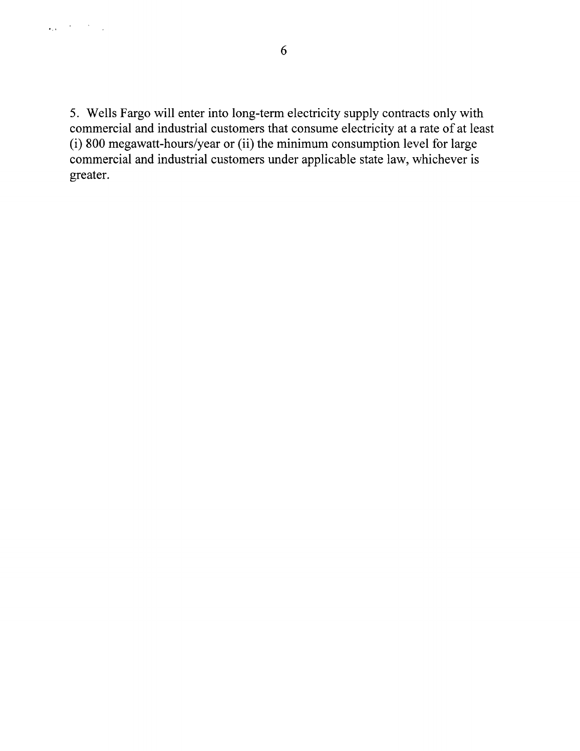5. Wells Fargo will enter into long-term electricity supply contracts only with commercial and industrial customers that consume electricity at a rate of at least (i) 800 megawatt-hours/year or (ii) the minimum consumption level for large commercial and industrial customers under applicable state law, whichever is greater.